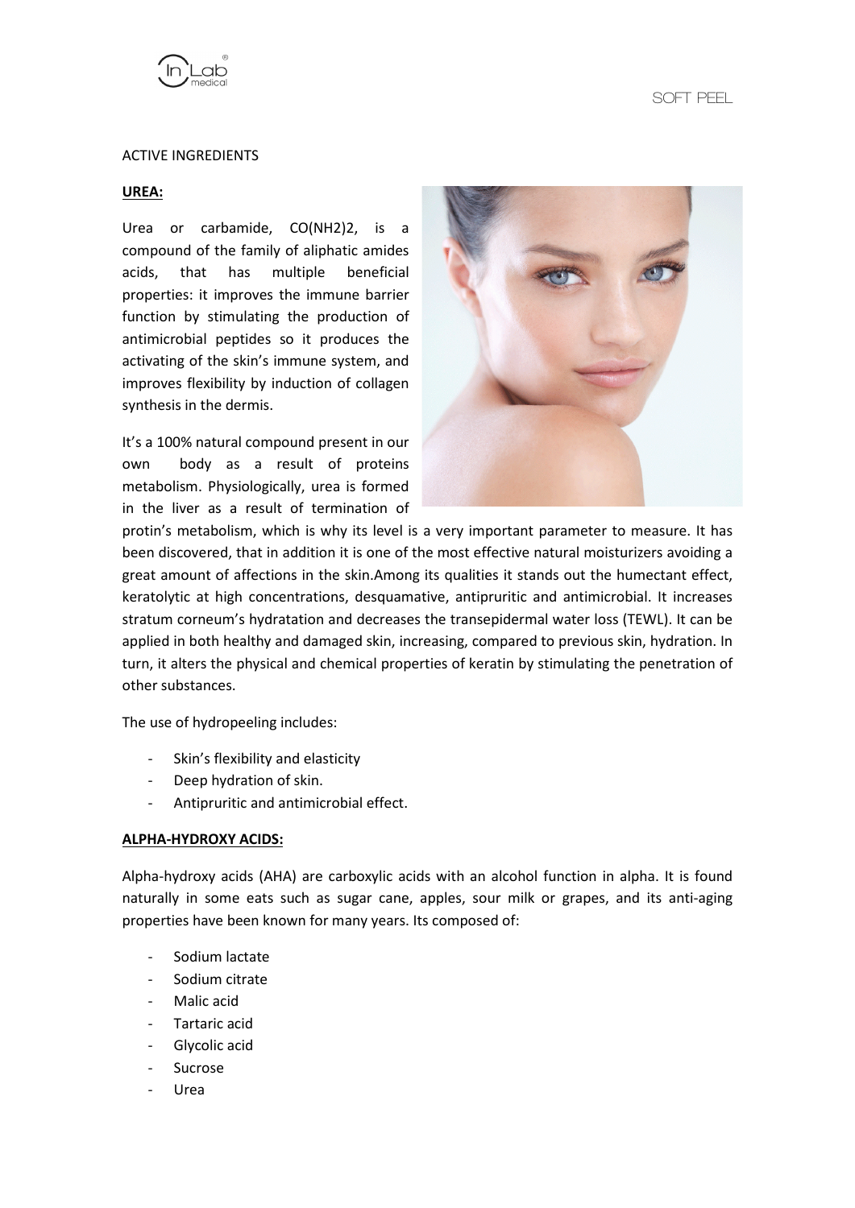## ACTIVE INGREDIENTS

### **UREA:**

Urea or carbamide, $CO(NH_2)_2$, is a compound of the family of aliphatic amides acids, that has multiple beneficial properties: it improves the immune barrier function by stimulating the production of antimicrobial peptides so it produces the activating of the skin's immune system, and improves flexibility by induction of collagen synthesis in the dermis.

It's a 100% natural compound present in our own body as a result of proteins metabolism. Physiologically, urea is formed in the liver as a result of termination of protin's metabolism, which is why its level is a very important parameter to measure. It has been discovered, that in addition it is one of the most effective natural moisturizers avoiding a great amount of affections in the skin.Among its qualities it stands out the humectant effect, keratolytic at high concentrations, desquamative, antipruritic and antimicrobial. It increases stratum corneum's hydratation and decreases the transepidermal water loss (TEWL). It can be applied in both healthy and damaged skin, increasing, compared to previous skin, hydration. In turn, it alters the physical and chemical properties of keratin by stimulating the penetration of other substances.

The use of hydropeeling includes:

- Skin's flexibility and elasticity
- Deep hydration of skin.
- Antipruritic and antimicrobial effect.

### **ALPHA-HYDROXY ACIDS:**

Alpha-hydroxy acids (AHA) are carboxylic acids with an alcohol function in alpha. It is found naturally in some eats such as sugar cane, apples, sour milk or grapes, and its anti-aging properties have been known for many years. Its composed of:

- Sodium lactate
- Sodium citrate
- Malic acid
- Tartaric acid
- Glycolic acid
- Sucrose
- Urea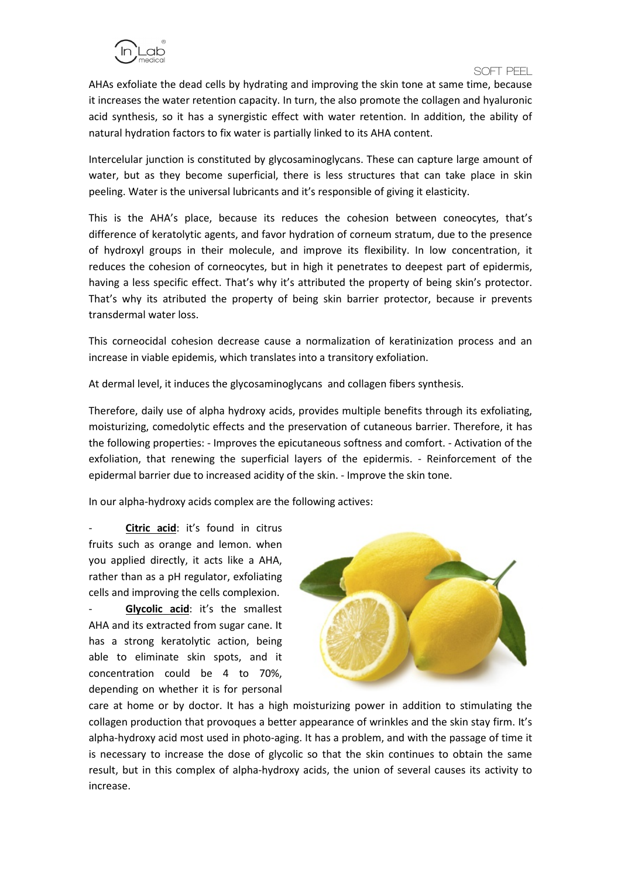AHAs exfoliate the dead cells by hydrating and improving the skin tone at same time, because it increases the water retention capacity. In turn, the also promote the collagen and hyaluronic acid synthesis, so it has a synergistic effect with water retention. In addition, the ability of natural hydration factors to fix water is partially linked to its AHA content.

Intercelular junction is constituted by glycosaminoglycans. These can capture large amount of water, but as they become superficial, there is less structures that can take place in skin peeling. Water is the universal lubricants and it's responsible of giving it elasticity.

This is the AHA's place, because its reduces the cohesion between coneocytes, that's difference of keratolytic agents, and favor hydration of corneum stratum, due to the presence of hydroxyl groups in their molecule, and improve its flexibility. In low concentration, it reduces the cohesion of corneocytes, but in high it penetrates to deepest part of epidermis, having a less specific effect. That's why it's attributed the property of being skin's protector. That's why its atributed the property of being skin barrier protector, because ir prevents transdermal water loss.

This corneocidal cohesion decrease cause a normalization of keratinization process and an increase in viable epidemis, which translates into a transitory exfoliation.

At dermal level, it induces the glycosaminoglycans and collagen fibers synthesis.

Therefore, daily use of alpha hydroxy acids, provides multiple benefits through its exfoliating, moisturizing, comedolytic effects and the preservation of cutaneous barrier. Therefore, it has the following properties: - Improves the epicutaneous softness and comfort. - Activation of the exfoliation, that renewing the superficial layers of the epidermis. - Reinforcement of the epidermal barrier due to increased acidity of the skin. - Improve the skin tone.

In our alpha-hydroxy acids complex are the following actives:

- **Citric acid**: it's found in citrus fruits such as orange and lemon. when you applied directly, it acts like a AHA, rather than as a pH regulator, exfoliating cells and improving the cells complexion.
- **Glycolic acid**: it's the smallest AHA and its extracted from sugar cane. It has a strong keratolytic action, being able to eliminate skin spots, and it concentration could be 4 to 70%, depending on whether it is for personal care at home or by doctor. It has a high moisturizing power in addition to stimulating the collagen production that provoques a better appearance of wrinkles and the skin stay firm. It's alpha-hydroxy acid most used in photo-aging. It has a problem, and with the passage of time it is necessary to increase the dose of glycolic so that the skin continues to obtain the same result, but in this complex of alpha-hydroxy acids, the union of several causes its activity to increase.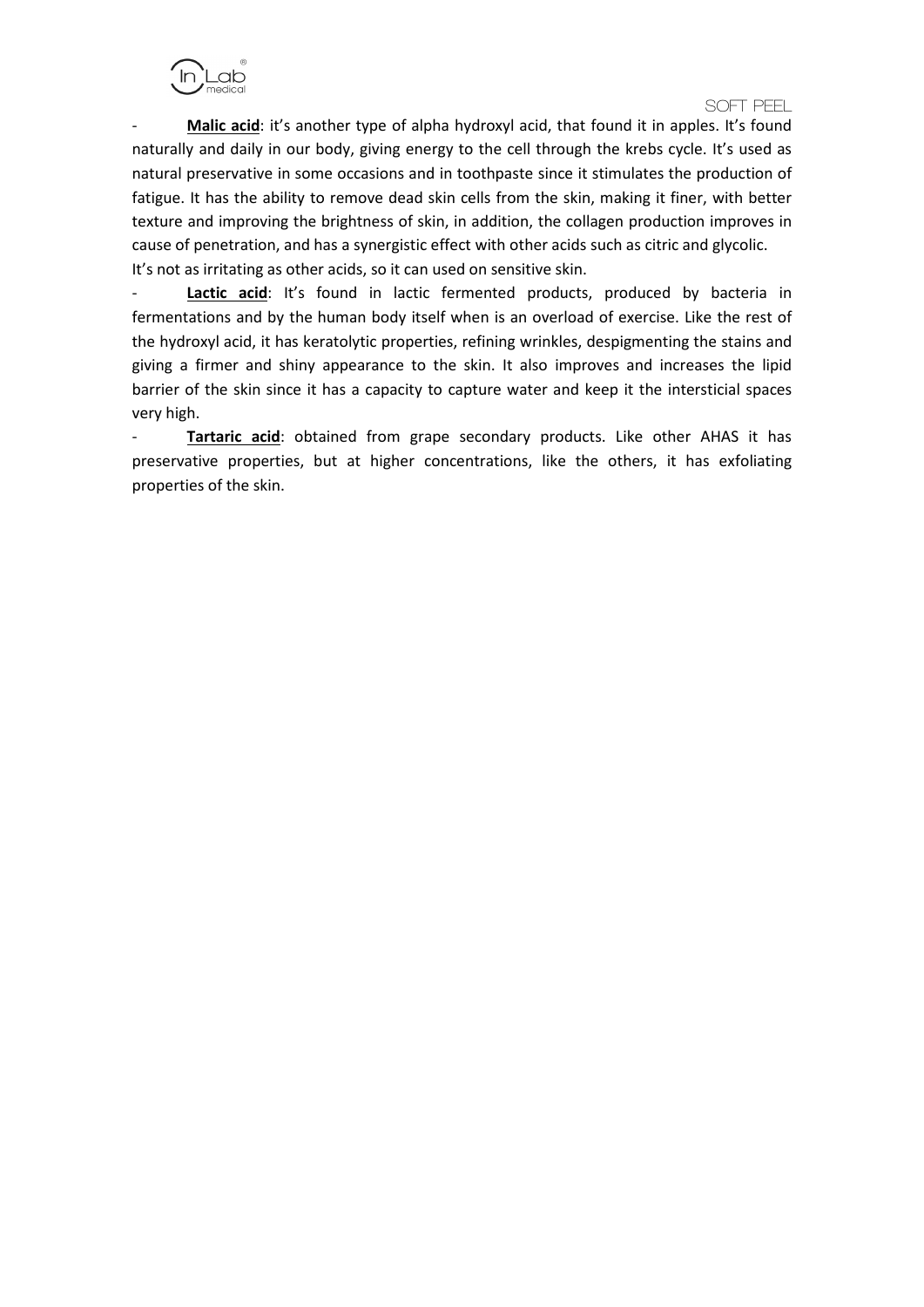- **Malic acid**: it's another type of alpha hydroxyl acid, that found it in apples. It's found naturally and daily in our body, giving energy to the cell through the krebs cycle. It's used as natural preservative in some occasions and in toothpaste since it stimulates the production of fatigue. It has the ability to remove dead skin cells from the skin, making it finer, with better texture and improving the brightness of skin, in addition, the collagen production improves in cause of penetration, and has a synergistic effect with other acids such as citric and glycolic. It's not as irritating as other acids, so it can used on sensitive skin.
- **Lactic acid**: It's found in lactic fermented products, produced by bacteria in fermentations and by the human body itself when is an overload of exercise. Like the rest of the hydroxyl acid, it has keratolytic properties, refining wrinkles, despigmenting the stains and giving a firmer and shiny appearance to the skin. It also improves and increases the lipid barrier of the skin since it has a capacity to capture water and keep it the intersticial spaces very high.
- **Tartaric acid**: obtained from grape secondary products. Like other AHAS it has preservative properties, but at higher concentrations, like the others, it has exfoliating properties of the skin.